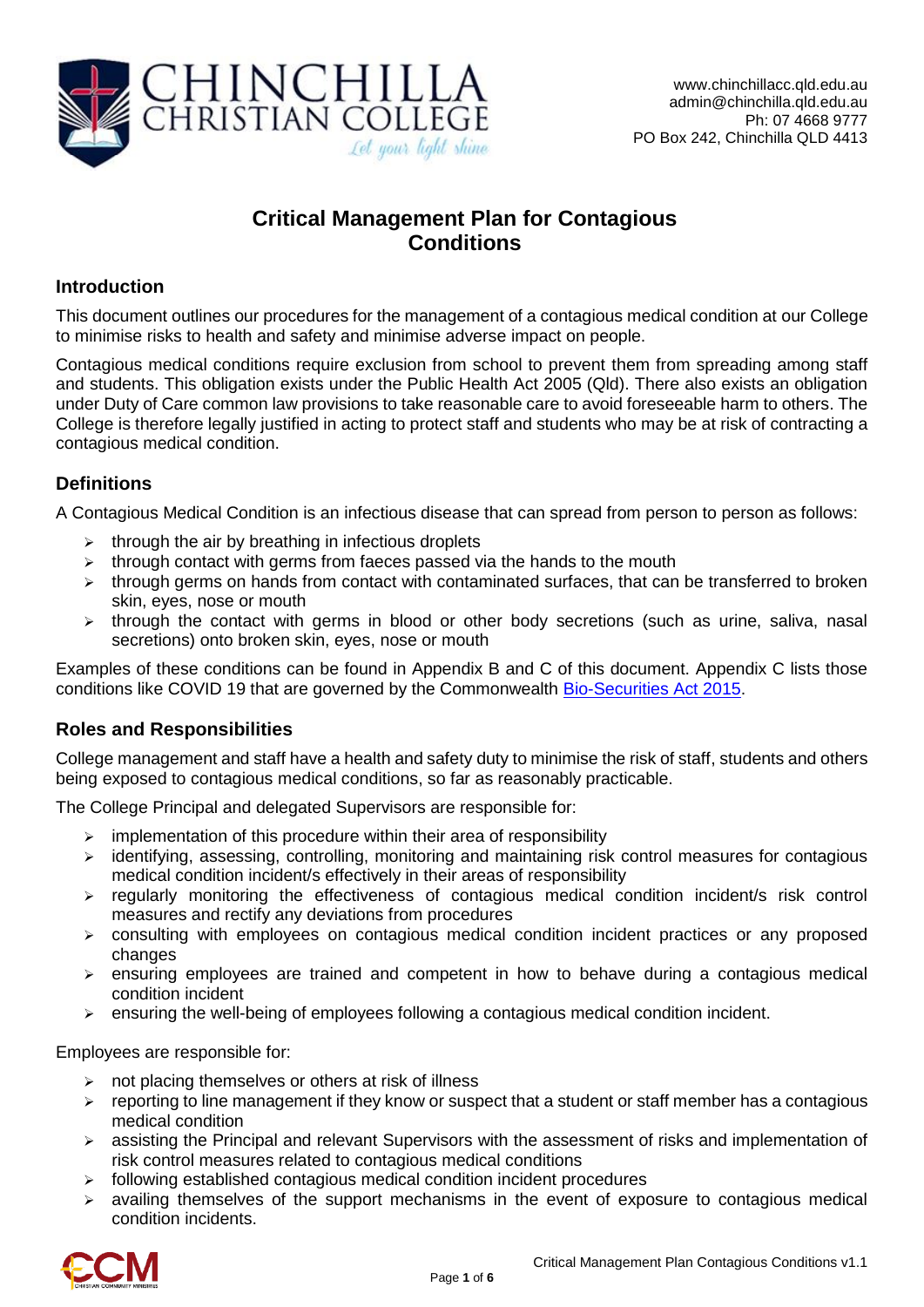www.chinchillacc.qld.edu.au
admin@chinchilla.qld.edu.au
Ph: 07 4668 9777
PO Box 242, Chinchilla QLD 4413

# Critical Management Plan for Contagious Conditions

## Introduction

This document outlines our procedures for the management of a contagious medical condition at our College to minimise risks to health and safety and minimise adverse impact on people.

Contagious medical conditions require exclusion from school to prevent them from spreading among staff and students. This obligation exists under the Public Health Act 2005 (Qld). There also exists an obligation under Duty of Care common law provisions to take reasonable care to avoid foreseeable harm to others. The College is therefore legally justified in acting to protect staff and students who may be at risk of contracting a contagious medical condition.

## Definitions

A Contagious Medical Condition is an infectious disease that can spread from person to person as follows:

- through the air by breathing in infectious droplets
- through contact with germs from faeces passed via the hands to the mouth
- through germs on hands from contact with contaminated surfaces, that can be transferred to broken skin, eyes, nose or mouth
- through the contact with germs in blood or other body secretions (such as urine, saliva, nasal secretions) onto broken skin, eyes, nose or mouth

Examples of these conditions can be found in Appendix B and C of this document. Appendix C lists those conditions like COVID 19 that are governed by the Commonwealth Bio-Securities Act 2015.

## Roles and Responsibilities

College management and staff have a health and safety duty to minimise the risk of staff, students and others being exposed to contagious medical conditions, so far as reasonably practicable.

The College Principal and delegated Supervisors are responsible for:

- implementation of this procedure within their area of responsibility
- identifying, assessing, controlling, monitoring and maintaining risk control measures for contagious medical condition incident/s effectively in their areas of responsibility
- regularly monitoring the effectiveness of contagious medical condition incident/s risk control measures and rectify any deviations from procedures
- consulting with employees on contagious medical condition incident practices or any proposed changes
- ensuring employees are trained and competent in how to behave during a contagious medical condition incident
- ensuring the well-being of employees following a contagious medical condition incident.

Employees are responsible for:

- not placing themselves or others at risk of illness
- reporting to line management if they know or suspect that a student or staff member has a contagious medical condition
- assisting the Principal and relevant Supervisors with the assessment of risks and implementation of risk control measures related to contagious medical conditions
- following established contagious medical condition incident procedures
- availing themselves of the support mechanisms in the event of exposure to contagious medical condition incidents.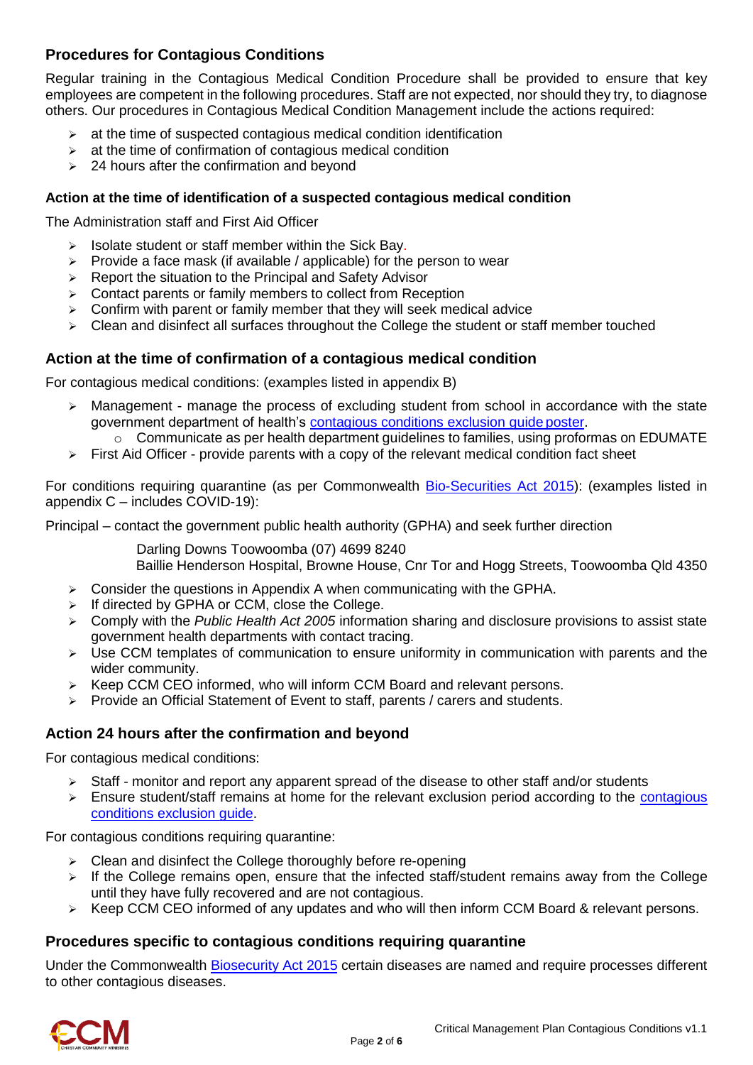## Procedures for Contagious Conditions

Regular training in the Contagious Medical Condition Procedure shall be provided to ensure that key employees are competent in the following procedures. Staff are not expected, nor should they try, to diagnose others. Our procedures in Contagious Medical Condition Management include the actions required:

- at the time of suspected contagious medical condition identification
- at the time of confirmation of contagious medical condition
- 24 hours after the confirmation and beyond

#### Action at the time of identification of a suspected contagious medical condition

The Administration staff and First Aid Officer

- Isolate student or staff member within the Sick Bay.
- Provide a face mask (if available / applicable) for the person to wear
- Report the situation to the Principal and Safety Advisor
- Contact parents or family members to collect from Reception
- Confirm with parent or family member that they will seek medical advice
- Clean and disinfect all surfaces throughout the College the student or staff member touched

### Action at the time of confirmation of a contagious medical condition

For contagious medical conditions: (examples listed in appendix B)

- Management - manage the process of excluding student from school in accordance with the state government department of health's contagious conditions exclusion guide poster.
  - Communicate as per health department guidelines to families, using proformas on EDUMATE
- First Aid Officer - provide parents with a copy of the relevant medical condition fact sheet

For conditions requiring quarantine (as per Commonwealth Bio-Securities Act 2015): (examples listed in appendix C – includes COVID-19):

Principal – contact the government public health authority (GPHA) and seek further direction

> Darling Downs Toowoomba (07) 4699 8240
> Baillie Henderson Hospital, Browne House, Cnr Tor and Hogg Streets, Toowoomba Qld 4350

- Consider the questions in Appendix A when communicating with the GPHA.
- If directed by GPHA or CCM, close the College.
- Comply with the *Public Health Act 2005* information sharing and disclosure provisions to assist state government health departments with contact tracing.
- Use CCM templates of communication to ensure uniformity in communication with parents and the wider community.
- Keep CCM CEO informed, who will inform CCM Board and relevant persons.
- Provide an Official Statement of Event to staff, parents / carers and students.

### Action 24 hours after the confirmation and beyond

For contagious medical conditions:

- Staff - monitor and report any apparent spread of the disease to other staff and/or students
- Ensure student/staff remains at home for the relevant exclusion period according to the contagious conditions exclusion guide.

For contagious conditions requiring quarantine:

- Clean and disinfect the College thoroughly before re-opening
- If the College remains open, ensure that the infected staff/student remains away from the College until they have fully recovered and are not contagious.
- Keep CCM CEO informed of any updates and who will then inform CCM Board & relevant persons.

### Procedures specific to contagious conditions requiring quarantine

Under the Commonwealth Biosecurity Act 2015 certain diseases are named and require processes different to other contagious diseases.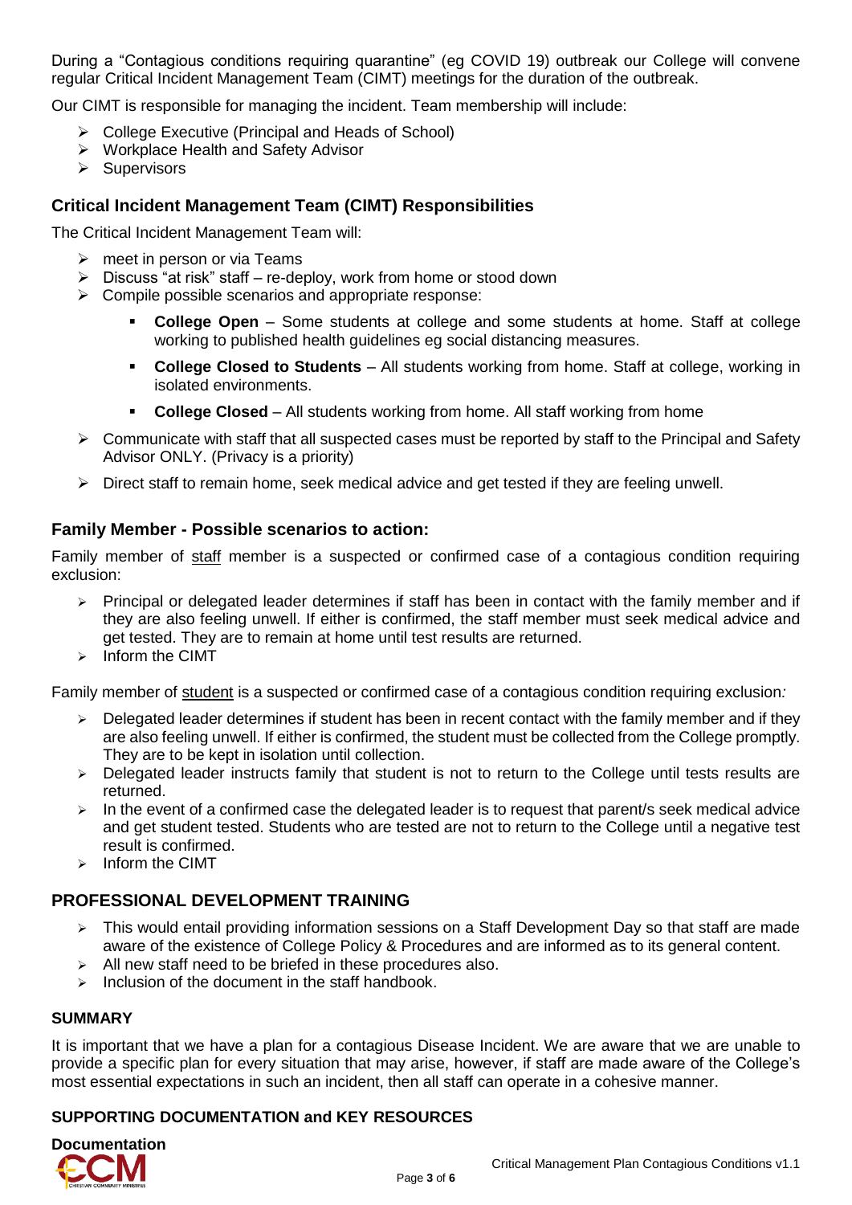During a “Contagious conditions requiring quarantine” (eg COVID 19) outbreak our College will convene regular Critical Incident Management Team (CIMT) meetings for the duration of the outbreak.

Our CIMT is responsible for managing the incident. Team membership will include:

- College Executive (Principal and Heads of School)
- Workplace Health and Safety Advisor
- Supervisors

## Critical Incident Management Team (CIMT) Responsibilities

The Critical Incident Management Team will:

- meet in person or via Teams
- Discuss “at risk” staff – re-deploy, work from home or stood down
- Compile possible scenarios and appropriate response:
  - **College Open** – Some students at college and some students at home. Staff at college working to published health guidelines eg social distancing measures.
  - **College Closed to Students** – All students working from home. Staff at college, working in isolated environments.
  - **College Closed** – All students working from home. All staff working from home
- Communicate with staff that all suspected cases must be reported by staff to the Principal and Safety Advisor ONLY. (Privacy is a priority)
- Direct staff to remain home, seek medical advice and get tested if they are feeling unwell.

## Family Member - Possible scenarios to action:

Family member of staff member is a suspected or confirmed case of a contagious condition requiring exclusion:

- Principal or delegated leader determines if staff has been in contact with the family member and if they are also feeling unwell. If either is confirmed, the staff member must seek medical advice and get tested. They are to remain at home until test results are returned.
- Inform the CIMT

Family member of student is a suspected or confirmed case of a contagious condition requiring exclusion*:*

- Delegated leader determines if student has been in recent contact with the family member and if they are also feeling unwell. If either is confirmed, the student must be collected from the College promptly. They are to be kept in isolation until collection.
- Delegated leader instructs family that student is not to return to the College until tests results are returned.
- In the event of a confirmed case the delegated leader is to request that parent/s seek medical advice and get student tested. Students who are tested are not to return to the College until a negative test result is confirmed.
- Inform the CIMT

## PROFESSIONAL DEVELOPMENT TRAINING

- This would entail providing information sessions on a Staff Development Day so that staff are made aware of the existence of College Policy & Procedures and are informed as to its general content.
- All new staff need to be briefed in these procedures also.
- Inclusion of the document in the staff handbook.

### SUMMARY

It is important that we have a plan for a contagious Disease Incident. We are aware that we are unable to provide a specific plan for every situation that may arise, however, if staff are made aware of the College’s most essential expectations in such an incident, then all staff can operate in a cohesive manner.

### SUPPORTING DOCUMENTATION and KEY RESOURCES

**Documentation**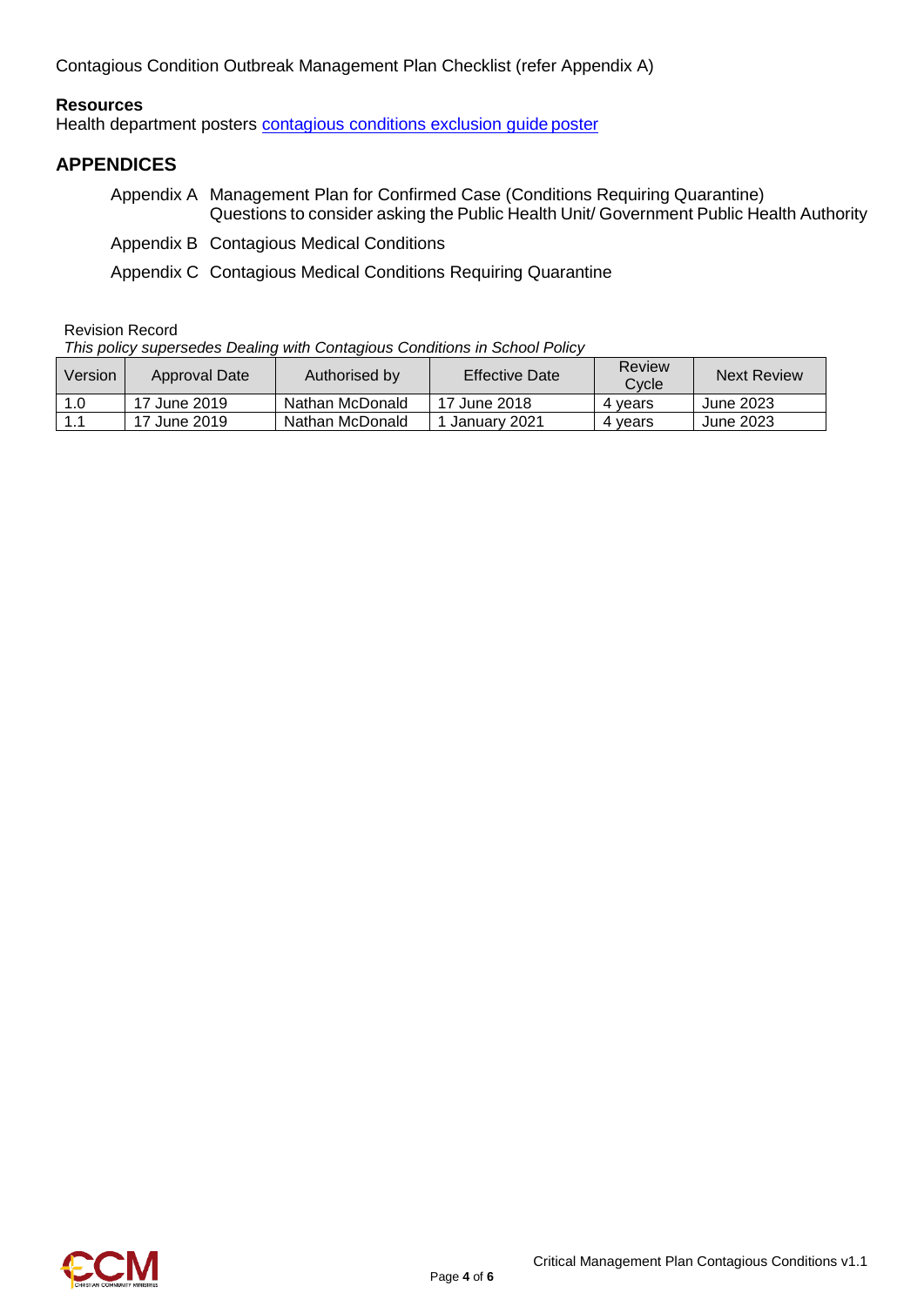Contagious Condition Outbreak Management Plan Checklist (refer Appendix A)

**Resources**
Health department posters [contagious conditions exclusion guide poster]

## APPENDICES

Appendix A Management Plan for Confirmed Case (Conditions Requiring Quarantine)
Questions to consider asking the Public Health Unit/ Government Public Health Authority

Appendix B Contagious Medical Conditions

Appendix C Contagious Medical Conditions Requiring Quarantine

Revision Record
*This policy supersedes Dealing with Contagious Conditions in School Policy*

| Version | Approval Date | Authorised by | Effective Date | Review Cycle | Next Review |
|---|---|---|---|---|---|
| 1.0 | 17 June 2019 | Nathan McDonald | 17 June 2018 | 4 years | June 2023 |
| 1.1 | 17 June 2019 | Nathan McDonald | 1 January 2021 | 4 years | June 2023 |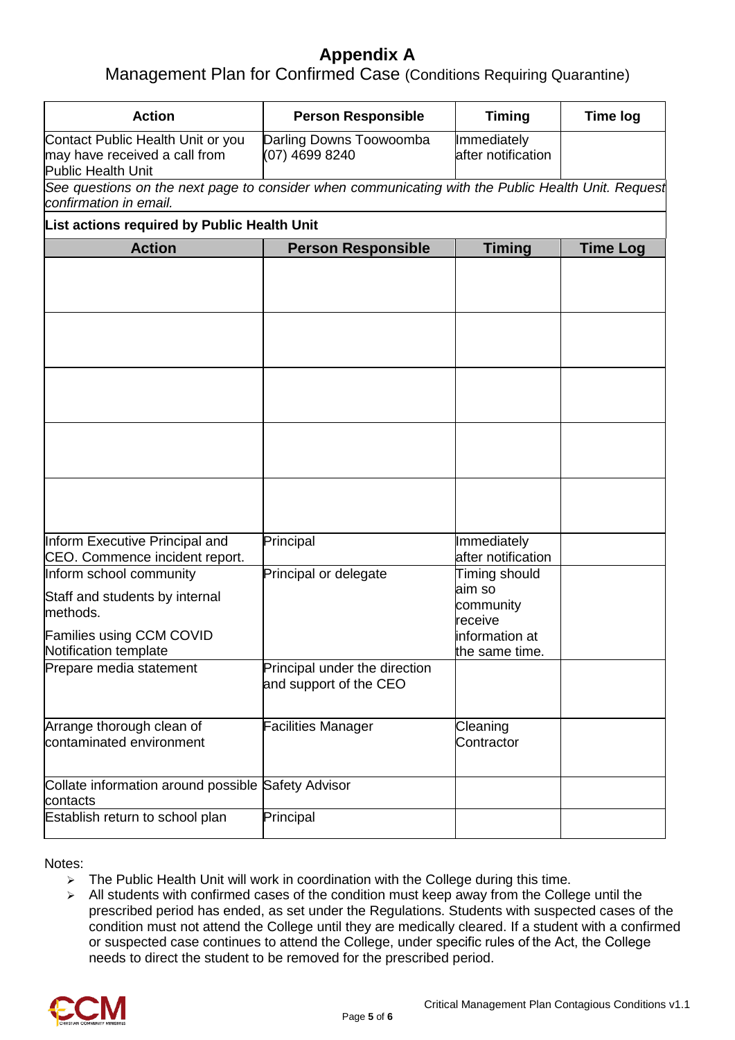# Appendix A

## Management Plan for Confirmed Case (Conditions Requiring Quarantine)

| Action | Person Responsible | Timing | Time log |
|---|---|---|---|
| Contact Public Health Unit or you may have received a call from Public Health Unit | Darling Downs Toowoomba (07) 4699 8240 | Immediately after notification | |
| *See questions on the next page to consider when communicating with the Public Health Unit. Request confirmation in email.* | | | |
| **List actions required by Public Health Unit** | | | |
| **Action** | **Person Responsible** | **Timing** | **Time Log** |
| | | | |
| | | | |
| | | | |
| | | | |
| | | | |
| Inform Executive Principal and CEO. Commence incident report. | Principal | Immediately after notification | |
| Inform school community<br>Staff and students by internal methods.<br>Families using CCM COVID Notification template | Principal or delegate | Timing should aim so community receive information at the same time. | |
| Prepare media statement | Principal under the direction and support of the CEO | | |
| Arrange thorough clean of contaminated environment | Facilities Manager | Cleaning Contractor | |
| Collate information around possible contacts | Safety Advisor | | |
| Establish return to school plan | Principal | | |

Notes:

- The Public Health Unit will work in coordination with the College during this time.
- All students with confirmed cases of the condition must keep away from the College until the prescribed period has ended, as set under the Regulations. Students with suspected cases of the condition must not attend the College until they are medically cleared. If a student with a confirmed or suspected case continues to attend the College, under specific rules of the Act, the College needs to direct the student to be removed for the prescribed period.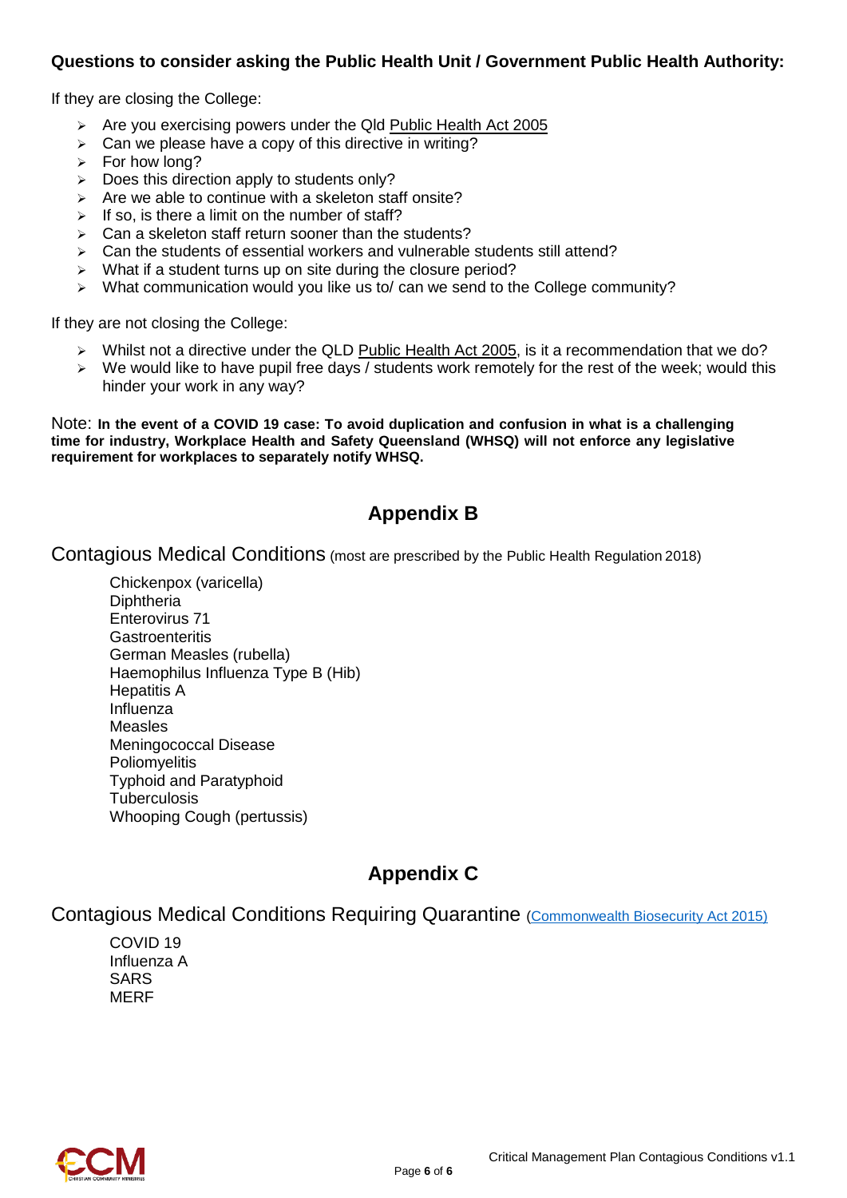**Questions to consider asking the Public Health Unit / Government Public Health Authority:**

If they are closing the College:

- Are you exercising powers under the Qld Public Health Act 2005
- Can we please have a copy of this directive in writing?
- For how long?
- Does this direction apply to students only?
- Are we able to continue with a skeleton staff onsite?
- If so, is there a limit on the number of staff?
- Can a skeleton staff return sooner than the students?
- Can the students of essential workers and vulnerable students still attend?
- What if a student turns up on site during the closure period?
- What communication would you like us to/ can we send to the College community?

If they are not closing the College:

- Whilst not a directive under the QLD Public Health Act 2005, is it a recommendation that we do?
- We would like to have pupil free days / students work remotely for the rest of the week; would this hinder your work in any way?

Note: **In the event of a COVID 19 case: To avoid duplication and confusion in what is a challenging time for industry, Workplace Health and Safety Queensland (WHSQ) will not enforce any legislative requirement for workplaces to separately notify WHSQ.**

# Appendix B

## Contagious Medical Conditions (most are prescribed by the Public Health Regulation 2018)

Chickenpox (varicella)
Diphtheria
Enterovirus 71
Gastroenteritis
German Measles (rubella)
Haemophilus Influenza Type B (Hib)
Hepatitis A
Influenza
Measles
Meningococcal Disease
Poliomyelitis
Typhoid and Paratyphoid
Tuberculosis
Whooping Cough (pertussis)

# Appendix C

## Contagious Medical Conditions Requiring Quarantine (Commonwealth Biosecurity Act 2015)

COVID 19
Influenza A
SARS
MERF